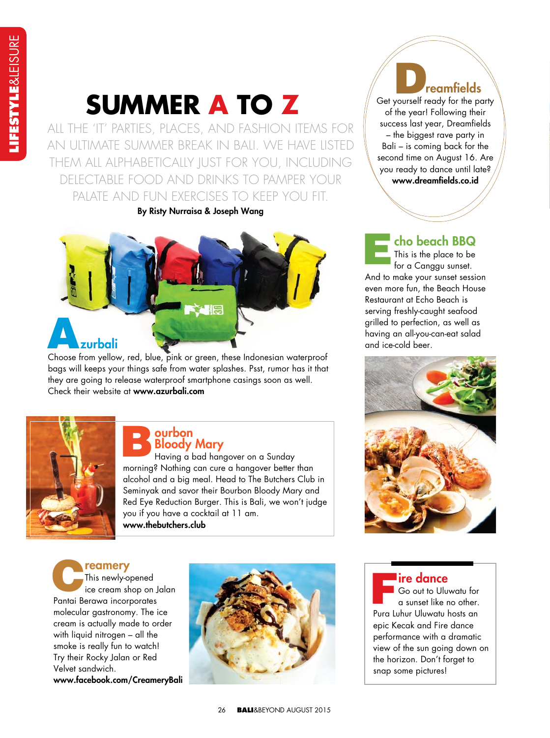# SUMMER A TO Z

ALL THE 'IT' PARTIES, PLACES, AND FASHION ITEMS FOR AN ULTIMATE SUMMER BREAK IN BALI. WE HAVE LISTED THEM ALL ALPHABETICALLY JUST FOR YOU, INCLUDING DELECTABLE FOOD AND DRINKS TO PAMPER YOUR PALATE AND FUN EXERCISES TO KEEP YOU FIT.

**By Risty Nurraisa & Joseph Wang**

## Azurbali

Choose from yellow, red, blue, pink or green, these Indonesian waterproof bags will keeps your things safe from water splashes. Psst, rumor has it that they are going to release waterproof smartphone casings soon as well. Check their website at **www.azurbali.com**

## Bourbon Bloody Mary

Having a bad hangover on a Sunday morning? Nothing can cure a hangover better than alcohol and a big meal. Head to The Butchers Club in Seminyak and savor their Bourbon Bloody Mary and Red Eye Reduction Burger. This is Bali, we won't judge you if you have a cocktail at 11 am.
**www.thebutchers.club**

## Creamery

This newly-opened ice cream shop on Jalan Pantai Berawa incorporates molecular gastronomy. The ice cream is actually made to order with liquid nitrogen – all the smoke is really fun to watch! Try their Rocky Jalan or Red Velvet sandwich.
**www.facebook.com/CreameryBali**

## Dreamfields

Get yourself ready for the party of the year! Following their success last year, Dreamfields – the biggest rave party in Bali – is coming back for the second time on August 16. Are you ready to dance until late?
**www.dreamfields.co.id**

## Echo beach BBQ

This is the place to be for a Canggu sunset. And to make your sunset session even more fun, the Beach House Restaurant at Echo Beach is serving freshly-caught seafood grilled to perfection, as well as having an all-you-can-eat salad and ice-cold beer.

## Fire dance

Go out to Uluwatu for a sunset like no other. Pura Luhur Uluwatu hosts an epic Kecak and Fire dance performance with a dramatic view of the sun going down on the horizon. Don't forget to snap some pictures!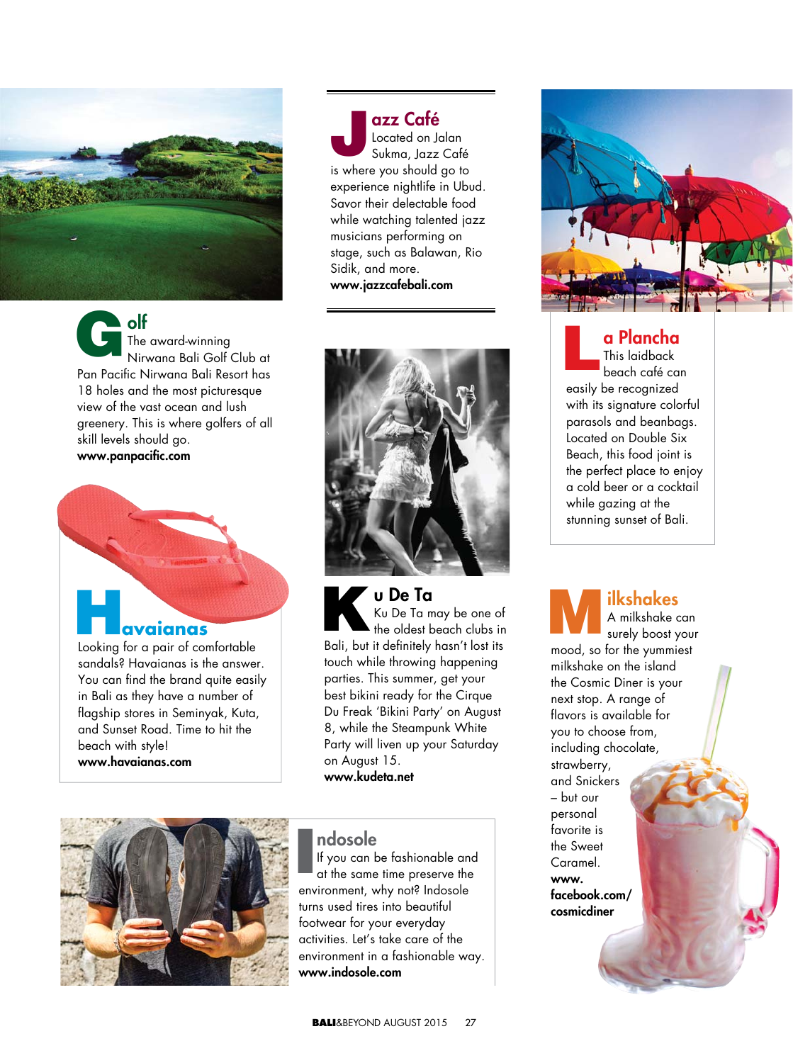## Golf

The award-winning Nirwana Bali Golf Club at Pan Pacific Nirwana Bali Resort has 18 holes and the most picturesque view of the vast ocean and lush greenery. This is where golfers of all skill levels should go.

**www.panpacific.com**

## Havaianas

Looking for a pair of comfortable sandals? Havaianas is the answer. You can find the brand quite easily in Bali as they have a number of flagship stores in Seminyak, Kuta, and Sunset Road. Time to hit the beach with style!

**www.havaianas.com**

## Jazz Café

Located on Jalan Sukma, Jazz Café is where you should go to experience nightlife in Ubud. Savor their delectable food while watching talented jazz musicians performing on stage, such as Balawan, Rio Sidik, and more.

**www.jazzcafebali.com**

## Ku De Ta

Ku De Ta may be one of the oldest beach clubs in Bali, but it definitely hasn't lost its touch while throwing happening parties. This summer, get your best bikini ready for the Cirque Du Freak 'Bikini Party' on August 8, while the Steampunk White Party will liven up your Saturday on August 15.

**www.kudeta.net**

## Indosole

If you can be fashionable and at the same time preserve the environment, why not? Indosole turns used tires into beautiful footwear for your everyday activities. Let's take care of the environment in a fashionable way.

**www.indosole.com**

## La Plancha

This laidback beach café can easily be recognized with its signature colorful parasols and beanbags. Located on Double Six Beach, this food joint is the perfect place to enjoy a cold beer or a cocktail while gazing at the stunning sunset of Bali.

## Milkshakes

A milkshake can surely boost your mood, so for the yummiest milkshake on the island the Cosmic Diner is your next stop. A range of flavors is available for you to choose from, including chocolate, strawberry, and Snickers – but our personal favorite is the Sweet Caramel.

**www.facebook.com/cosmicdiner**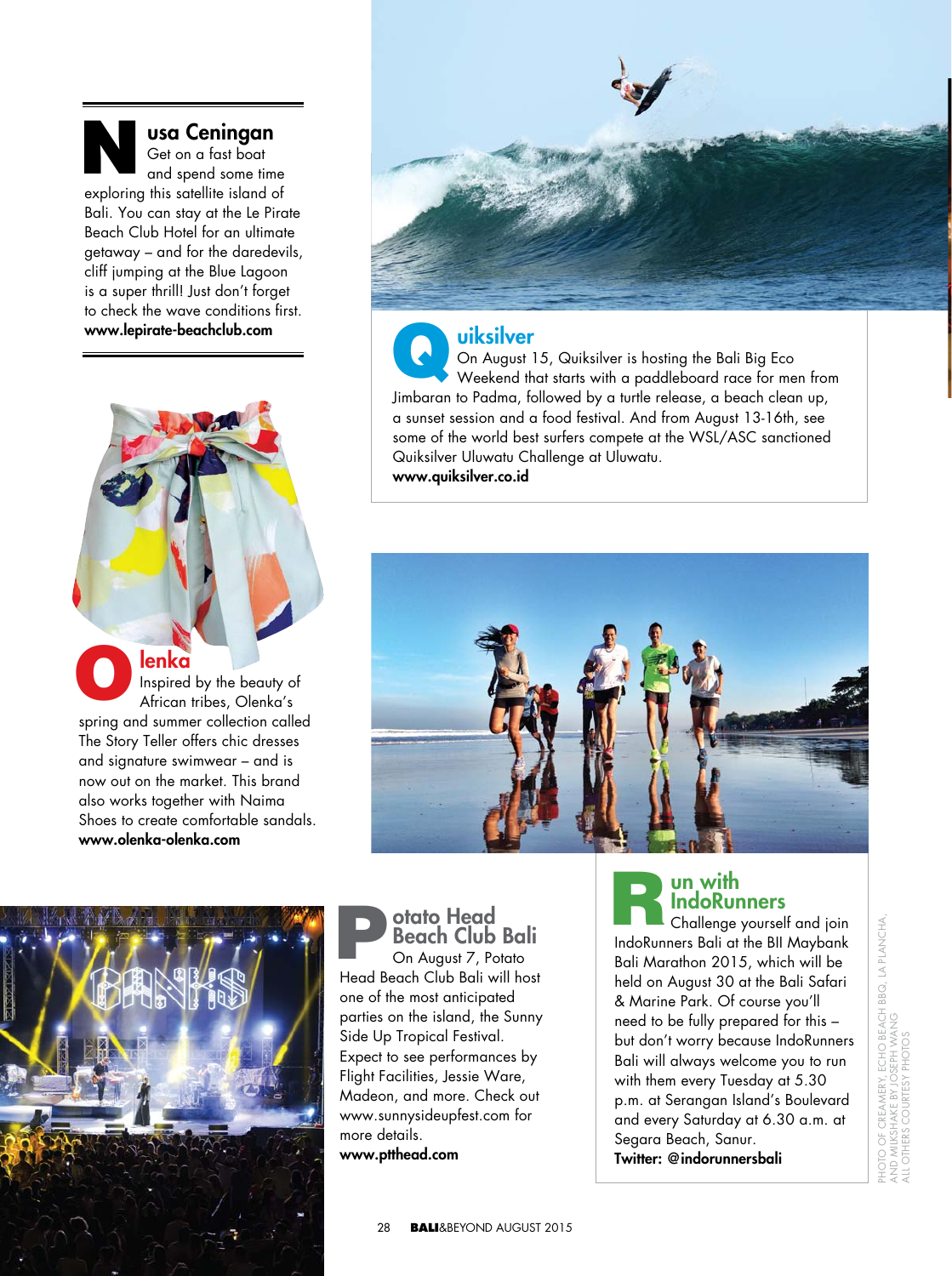## Nusa Ceningan

Get on a fast boat and spend some time exploring this satellite island of Bali. You can stay at the Le Pirate Beach Club Hotel for an ultimate getaway – and for the daredevils, cliff jumping at the Blue Lagoon is a super thrill! Just don't forget to check the wave conditions first.

**www.lepirate-beachclub.com**

## Quiksilver

On August 15, Quiksilver is hosting the Bali Big Eco Weekend that starts with a paddleboard race for men from Jimbaran to Padma, followed by a turtle release, a beach clean up, a sunset session and a food festival. And from August 13-16th, see some of the world best surfers compete at the WSL/ASC sanctioned Quiksilver Uluwatu Challenge at Uluwatu.

**www.quiksilver.co.id**

## Olenka

Inspired by the beauty of African tribes, Olenka's spring and summer collection called The Story Teller offers chic dresses and signature swimwear – and is now out on the market. This brand also works together with Naima Shoes to create comfortable sandals.

**www.olenka-olenka.com**

## Potato Head Beach Club Bali

On August 7, Potato Head Beach Club Bali will host one of the most anticipated parties on the island, the Sunny Side Up Tropical Festival. Expect to see performances by Flight Facilities, Jessie Ware, Madeon, and more. Check out www.sunnysideupfest.com for more details.

**www.ptthead.com**

## Run with IndoRunners

Challenge yourself and join IndoRunners Bali at the BII Maybank Bali Marathon 2015, which will be held on August 30 at the Bali Safari & Marine Park. Of course you'll need to be fully prepared for this – but don't worry because IndoRunners Bali will always welcome you to run with them every Tuesday at 5.30 p.m. at Serangan Island's Boulevard and every Saturday at 6.30 a.m. at Segara Beach, Sanur.

**Twitter: @indorunnersbali**

PHOTO OF CREAMERY, ECHO BEACH BBQ, LA PLANCHA, AND MILKSHAKE BY JOSEPH WANG
ALL OTHERS COURTESY PHOTOS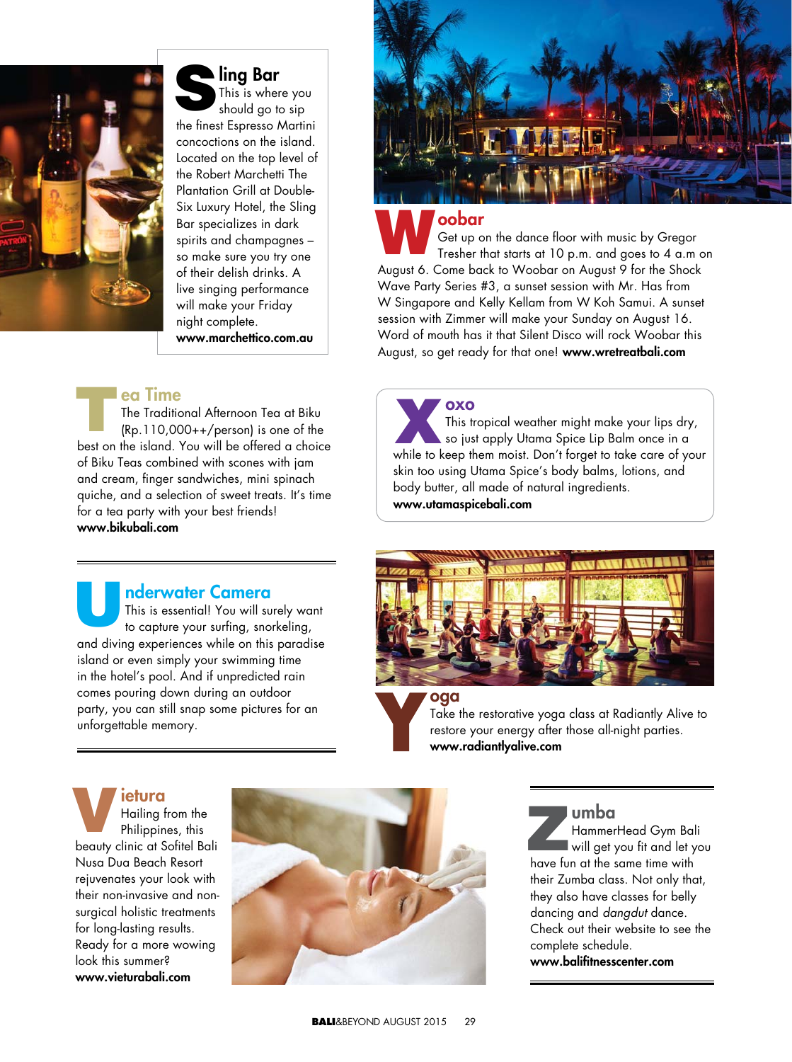## Sling Bar

This is where you should go to sip the finest Espresso Martini concoctions on the island. Located on the top level of the Robert Marchetti The Plantation Grill at Double-Six Luxury Hotel, the Sling Bar specializes in dark spirits and champagnes – so make sure you try one of their delish drinks. A live singing performance will make your Friday night complete.
**www.marchettico.com.au**

## Woobar

Get up on the dance floor with music by Gregor Tresher that starts at 10 p.m. and goes to 4 a.m on August 6. Come back to Woobar on August 9 for the Shock Wave Party Series #3, a sunset session with Mr. Has from W Singapore and Kelly Kellam from W Koh Samui. A sunset session with Zimmer will make your Sunday on August 16. Word of mouth has it that Silent Disco will rock Woobar this August, so get ready for that one! **www.wretreatbali.com**

## Tea Time

The Traditional Afternoon Tea at Biku (Rp.110,000++/person) is one of the best on the island. You will be offered a choice of Biku Teas combined with scones with jam and cream, finger sandwiches, mini spinach quiche, and a selection of sweet treats. It's time for a tea party with your best friends!
**www.bikubali.com**

## Xoxo

This tropical weather might make your lips dry, so just apply Utama Spice Lip Balm once in a while to keep them moist. Don't forget to take care of your skin too using Utama Spice's body balms, lotions, and body butter, all made of natural ingredients.
**www.utamaspicebali.com**

## Underwater Camera

This is essential! You will surely want to capture your surfing, snorkeling, and diving experiences while on this paradise island or even simply your swimming time in the hotel's pool. And if unpredicted rain comes pouring down during an outdoor party, you can still snap some pictures for an unforgettable memory.

## Yoga

Take the restorative yoga class at Radiantly Alive to restore your energy after those all-night parties.
**www.radiantlyalive.com**

## Vietura

Hailing from the Philippines, this beauty clinic at Sofitel Bali Nusa Dua Beach Resort rejuvenates your look with their non-invasive and non-surgical holistic treatments for long-lasting results. Ready for a more wowing look this summer?
**www.vieturabali.com**

## Zumba

HammerHead Gym Bali will get you fit and let you have fun at the same time with their Zumba class. Not only that, they also have classes for belly dancing and *dangdut* dance. Check out their website to see the complete schedule.
**www.balifitnesscenter.com**